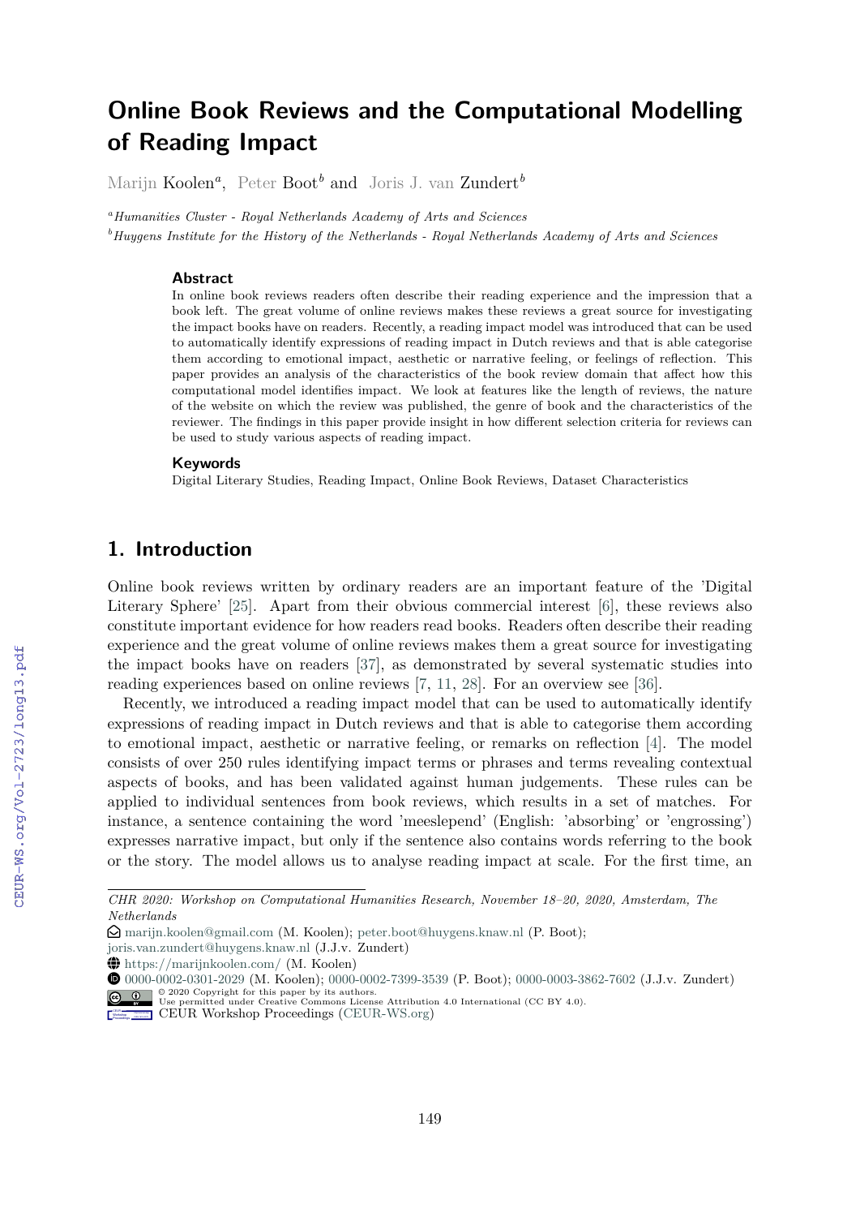# Online Book Reviews and the Computational Modelling of Reading Impact

Marijn Koolen[a], Peter Boot[b] and Joris J. van Zundert[b]

[a]*Humanities Cluster - Royal Netherlands Academy of Arts and Sciences*
[b]*Huygens Institute for the History of the Netherlands - Royal Netherlands Academy of Arts and Sciences*

### Abstract

In online book reviews readers often describe their reading experience and the impression that a book left. The great volume of online reviews makes these reviews a great source for investigating the impact books have on readers. Recently, a reading impact model was introduced that can be used to automatically identify expressions of reading impact in Dutch reviews and that is able categorise them according to emotional impact, aesthetic or narrative feeling, or feelings of reflection. This paper provides an analysis of the characteristics of the book review domain that affect how this computational model identifies impact. We look at features like the length of reviews, the nature of the website on which the review was published, the genre of book and the characteristics of the reviewer. The findings in this paper provide insight in how different selection criteria for reviews can be used to study various aspects of reading impact.

### Keywords

Digital Literary Studies, Reading Impact, Online Book Reviews, Dataset Characteristics

## 1. Introduction

Online book reviews written by ordinary readers are an important feature of the 'Digital Literary Sphere' [25]. Apart from their obvious commercial interest [6], these reviews also constitute important evidence for how readers read books. Readers often describe their reading experience and the great volume of online reviews makes them a great source for investigating the impact books have on readers [37], as demonstrated by several systematic studies into reading experiences based on online reviews [7, 11, 28]. For an overview see [36].

Recently, we introduced a reading impact model that can be used to automatically identify expressions of reading impact in Dutch reviews and that is able to categorise them according to emotional impact, aesthetic or narrative feeling, or remarks on reflection [4]. The model consists of over 250 rules identifying impact terms or phrases and terms revealing contextual aspects of books, and has been validated against human judgements. These rules can be applied to individual sentences from book reviews, which results in a set of matches. For instance, a sentence containing the word 'meeslepend' (English: 'absorbing' or 'engrossing') expresses narrative impact, but only if the sentence also contains words referring to the book or the story. The model allows us to analyse reading impact at scale. For the first time, an

---

*CHR 2020: Workshop on Computational Humanities Research, November 18–20, 2020, Amsterdam, The Netherlands*

marijn.koolen@gmail.com (M. Koolen); peter.boot@huygens.knaw.nl (P. Boot); joris.van.zundert@huygens.knaw.nl (J.J.v. Zundert)

https://marijnkoolen.com/ (M. Koolen)

0000-0002-0301-2029 (M. Koolen); 0000-0002-7399-3539 (P. Boot); 0000-0003-3862-7602 (J.J.v. Zundert)

© 2020 Copyright for this paper by its authors. Use permitted under Creative Commons License Attribution 4.0 International (CC BY 4.0).

CEUR Workshop Proceedings (CEUR-WS.org)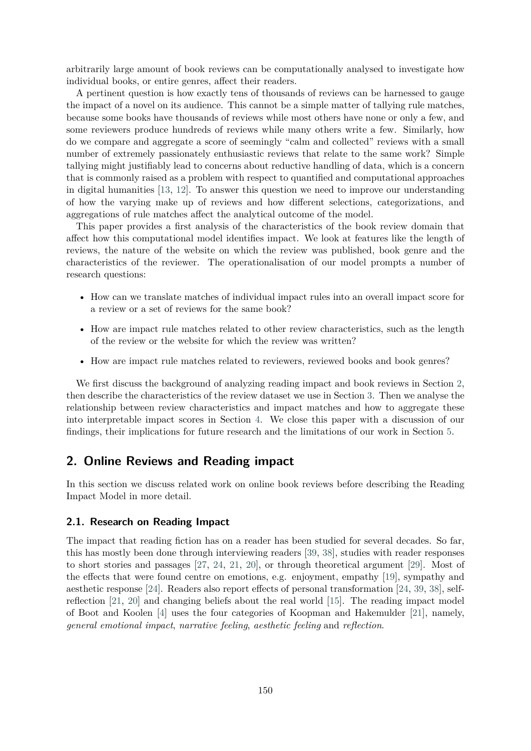arbitrarily large amount of book reviews can be computationally analysed to investigate how individual books, or entire genres, affect their readers.

A pertinent question is how exactly tens of thousands of reviews can be harnessed to gauge the impact of a novel on its audience. This cannot be a simple matter of tallying rule matches, because some books have thousands of reviews while most others have none or only a few, and some reviewers produce hundreds of reviews while many others write a few. Similarly, how do we compare and aggregate a score of seemingly "calm and collected" reviews with a small number of extremely passionately enthusiastic reviews that relate to the same work? Simple tallying might justifiably lead to concerns about reductive handling of data, which is a concern that is commonly raised as a problem with respect to quantified and computational approaches in digital humanities [13, 12]. To answer this question we need to improve our understanding of how the varying make up of reviews and how different selections, categorizations, and aggregations of rule matches affect the analytical outcome of the model.

This paper provides a first analysis of the characteristics of the book review domain that affect how this computational model identifies impact. We look at features like the length of reviews, the nature of the website on which the review was published, book genre and the characteristics of the reviewer. The operationalisation of our model prompts a number of research questions:

- How can we translate matches of individual impact rules into an overall impact score for a review or a set of reviews for the same book?
- How are impact rule matches related to other review characteristics, such as the length of the review or the website for which the review was written?
- How are impact rule matches related to reviewers, reviewed books and book genres?

We first discuss the background of analyzing reading impact and book reviews in Section 2, then describe the characteristics of the review dataset we use in Section 3. Then we analyse the relationship between review characteristics and impact matches and how to aggregate these into interpretable impact scores in Section 4. We close this paper with a discussion of our findings, their implications for future research and the limitations of our work in Section 5.

## 2. Online Reviews and Reading impact

In this section we discuss related work on online book reviews before describing the Reading Impact Model in more detail.

### 2.1. Research on Reading Impact

The impact that reading fiction has on a reader has been studied for several decades. So far, this has mostly been done through interviewing readers [39, 38], studies with reader responses to short stories and passages [27, 24, 21, 20], or through theoretical argument [29]. Most of the effects that were found centre on emotions, e.g. enjoyment, empathy [19], sympathy and aesthetic response [24]. Readers also report effects of personal transformation [24, 39, 38], self-reflection [21, 20] and changing beliefs about the real world [15]. The reading impact model of Boot and Koolen [4] uses the four categories of Koopman and Hakemulder [21], namely, *general emotional impact*, *narrative feeling*, *aesthetic feeling* and *reflection*.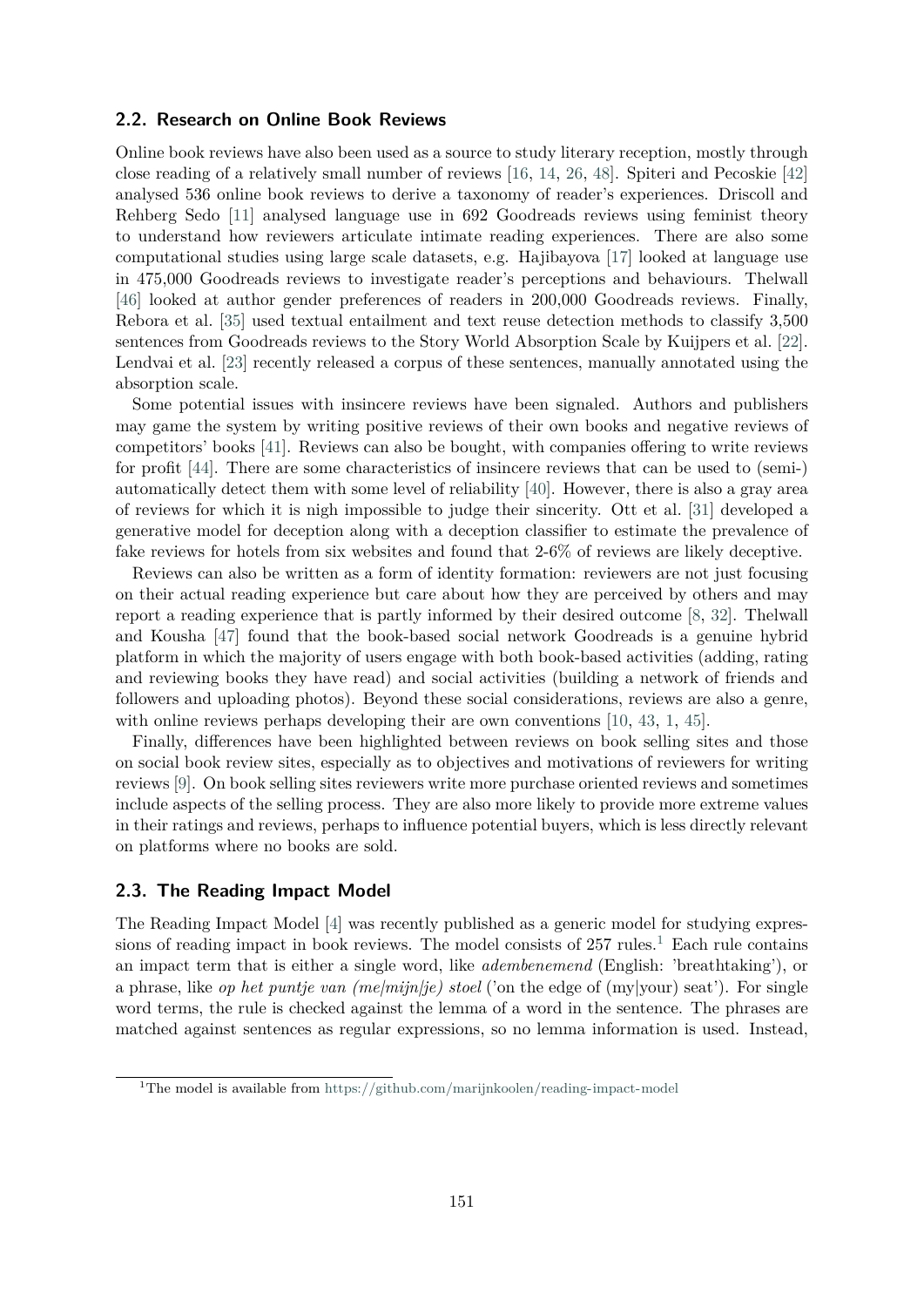### 2.2. Research on Online Book Reviews

Online book reviews have also been used as a source to study literary reception, mostly through close reading of a relatively small number of reviews [16, 14, 26, 48]. Spiteri and Pecoskie [42] analysed 536 online book reviews to derive a taxonomy of reader's experiences. Driscoll and Rehberg Sedo [11] analysed language use in 692 Goodreads reviews using feminist theory to understand how reviewers articulate intimate reading experiences. There are also some computational studies using large scale datasets, e.g. Hajibayova [17] looked at language use in 475,000 Goodreads reviews to investigate reader's perceptions and behaviours. Thelwall [46] looked at author gender preferences of readers in 200,000 Goodreads reviews. Finally, Rebora et al. [35] used textual entailment and text reuse detection methods to classify 3,500 sentences from Goodreads reviews to the Story World Absorption Scale by Kuijpers et al. [22]. Lendvai et al. [23] recently released a corpus of these sentences, manually annotated using the absorption scale.

Some potential issues with insincere reviews have been signaled. Authors and publishers may game the system by writing positive reviews of their own books and negative reviews of competitors' books [41]. Reviews can also be bought, with companies offering to write reviews for profit [44]. There are some characteristics of insincere reviews that can be used to (semi-) automatically detect them with some level of reliability [40]. However, there is also a gray area of reviews for which it is nigh impossible to judge their sincerity. Ott et al. [31] developed a generative model for deception along with a deception classifier to estimate the prevalence of fake reviews for hotels from six websites and found that 2-6% of reviews are likely deceptive.

Reviews can also be written as a form of identity formation: reviewers are not just focusing on their actual reading experience but care about how they are perceived by others and may report a reading experience that is partly informed by their desired outcome [8, 32]. Thelwall and Kousha [47] found that the book-based social network Goodreads is a genuine hybrid platform in which the majority of users engage with both book-based activities (adding, rating and reviewing books they have read) and social activities (building a network of friends and followers and uploading photos). Beyond these social considerations, reviews are also a genre, with online reviews perhaps developing their are own conventions [10, 43, 1, 45].

Finally, differences have been highlighted between reviews on book selling sites and those on social book review sites, especially as to objectives and motivations of reviewers for writing reviews [9]. On book selling sites reviewers write more purchase oriented reviews and sometimes include aspects of the selling process. They are also more likely to provide more extreme values in their ratings and reviews, perhaps to influence potential buyers, which is less directly relevant on platforms where no books are sold.

### 2.3. The Reading Impact Model

The Reading Impact Model [4] was recently published as a generic model for studying expressions of reading impact in book reviews. The model consists of 257 rules.[1] Each rule contains an impact term that is either a single word, like *adembenemend* (English: 'breathtaking'), or a phrase, like *op het puntje van (me|mijn|je) stoel* ('on the edge of (my|your) seat'). For single word terms, the rule is checked against the lemma of a word in the sentence. The phrases are matched against sentences as regular expressions, so no lemma information is used. Instead,

[1] The model is available from https://github.com/marijnkoolen/reading-impact-model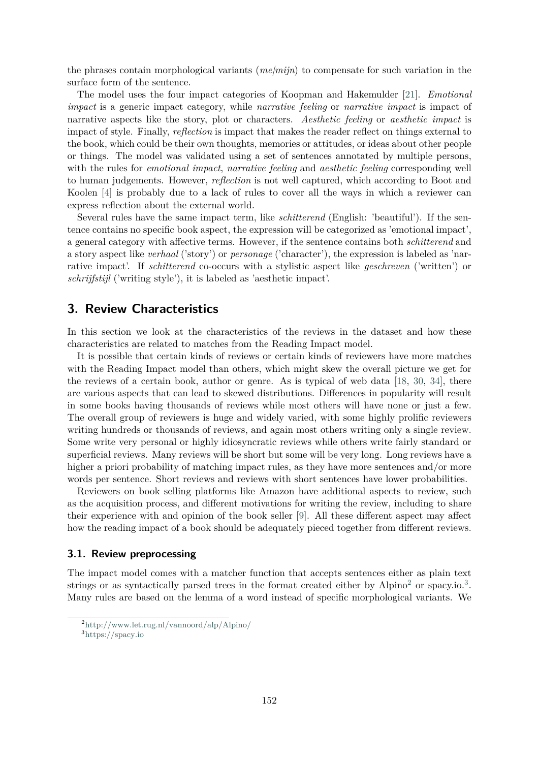the phrases contain morphological variants (*me*/*mijn*) to compensate for such variation in the surface form of the sentence.

The model uses the four impact categories of Koopman and Hakemulder [21]. *Emotional impact* is a generic impact category, while *narrative feeling* or *narrative impact* is impact of narrative aspects like the story, plot or characters. *Aesthetic feeling* or *aesthetic impact* is impact of style. Finally, *reflection* is impact that makes the reader reflect on things external to the book, which could be their own thoughts, memories or attitudes, or ideas about other people or things. The model was validated using a set of sentences annotated by multiple persons, with the rules for *emotional impact*, *narrative feeling* and *aesthetic feeling* corresponding well to human judgements. However, *reflection* is not well captured, which according to Boot and Koolen [4] is probably due to a lack of rules to cover all the ways in which a reviewer can express reflection about the external world.

Several rules have the same impact term, like *schitterend* (English: 'beautiful'). If the sentence contains no specific book aspect, the expression will be categorized as 'emotional impact', a general category with affective terms. However, if the sentence contains both *schitterend* and a story aspect like *verhaal* ('story') or *personage* ('character'), the expression is labeled as 'narrative impact'. If *schitterend* co-occurs with a stylistic aspect like *geschreven* ('written') or *schrijfstijl* ('writing style'), it is labeled as 'aesthetic impact'.

## 3. Review Characteristics

In this section we look at the characteristics of the reviews in the dataset and how these characteristics are related to matches from the Reading Impact model.

It is possible that certain kinds of reviews or certain kinds of reviewers have more matches with the Reading Impact model than others, which might skew the overall picture we get for the reviews of a certain book, author or genre. As is typical of web data [18, 30, 34], there are various aspects that can lead to skewed distributions. Differences in popularity will result in some books having thousands of reviews while most others will have none or just a few. The overall group of reviewers is huge and widely varied, with some highly prolific reviewers writing hundreds or thousands of reviews, and again most others writing only a single review. Some write very personal or highly idiosyncratic reviews while others write fairly standard or superficial reviews. Many reviews will be short but some will be very long. Long reviews have a higher a priori probability of matching impact rules, as they have more sentences and/or more words per sentence. Short reviews and reviews with short sentences have lower probabilities.

Reviewers on book selling platforms like Amazon have additional aspects to review, such as the acquisition process, and different motivations for writing the review, including to share their experience with and opinion of the book seller [9]. All these different aspect may affect how the reading impact of a book should be adequately pieced together from different reviews.

### 3.1. Review preprocessing

The impact model comes with a matcher function that accepts sentences either as plain text strings or as syntactically parsed trees in the format created either by Alpino[2] or spacy.io.[3]. Many rules are based on the lemma of a word instead of specific morphological variants. We

[2] http://www.let.rug.nl/vannoord/alp/Alpino/

[3] https://spacy.io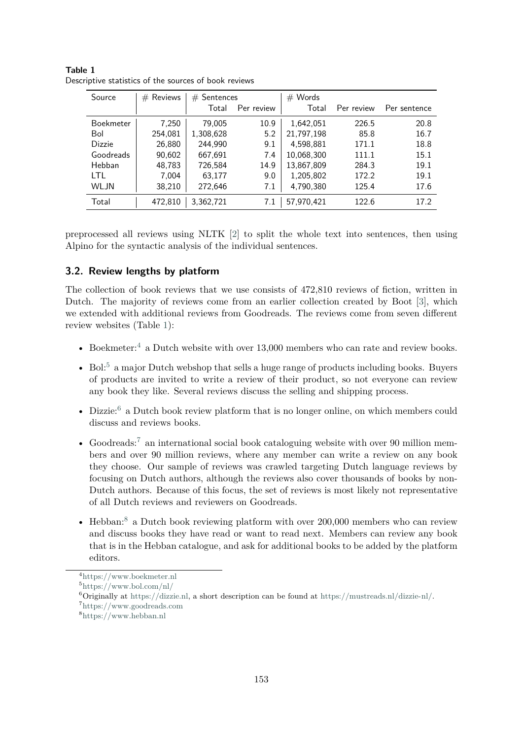**Table 1**
Descriptive statistics of the sources of book reviews

| Source | # Reviews | # Sentences | | # Words | | |
|---|---|---|---|---|---|---|
| | | Total | Per review | Total | Per review | Per sentence |
| Boekmeter | 7,250 | 79,005 | 10.9 | 1,642,051 | 226.5 | 20.8 |
| Bol | 254,081 | 1,308,628 | 5.2 | 21,797,198 | 85.8 | 16.7 |
| Dizzie | 26,880 | 244,990 | 9.1 | 4,598,881 | 171.1 | 18.8 |
| Goodreads | 90,602 | 667,691 | 7.4 | 10,068,300 | 111.1 | 15.1 |
| Hebban | 48,783 | 726,584 | 14.9 | 13,867,809 | 284.3 | 19.1 |
| LTL | 7,004 | 63,177 | 9.0 | 1,205,802 | 172.2 | 19.1 |
| WLJN | 38,210 | 272,646 | 7.1 | 4,790,380 | 125.4 | 17.6 |
| Total | 472,810 | 3,362,721 | 7.1 | 57,970,421 | 122.6 | 17.2 |

preprocessed all reviews using NLTK [2] to split the whole text into sentences, then using Alpino for the syntactic analysis of the individual sentences.

### 3.2. Review lengths by platform

The collection of book reviews that we use consists of 472,810 reviews of fiction, written in Dutch. The majority of reviews come from an earlier collection created by Boot [3], which we extended with additional reviews from Goodreads. The reviews come from seven different review websites (Table 1):

- Boekmeter:[4] a Dutch website with over 13,000 members who can rate and review books.
- Bol:[5] a major Dutch webshop that sells a huge range of products including books. Buyers of products are invited to write a review of their product, so not everyone can review any book they like. Several reviews discuss the selling and shipping process.
- Dizzie:[6] a Dutch book review platform that is no longer online, on which members could discuss and reviews books.
- Goodreads:[7] an international social book cataloguing website with over 90 million members and over 90 million reviews, where any member can write a review on any book they choose. Our sample of reviews was crawled targeting Dutch language reviews by focusing on Dutch authors, although the reviews also cover thousands of books by non-Dutch authors. Because of this focus, the set of reviews is most likely not representative of all Dutch reviews and reviewers on Goodreads.
- Hebban:[8] a Dutch book reviewing platform with over 200,000 members who can review and discuss books they have read or want to read next. Members can review any book that is in the Hebban catalogue, and ask for additional books to be added by the platform editors.

[4] https://www.boekmeter.nl
[5] https://www.bol.com/nl/
[6] Originally at https://dizzie.nl, a short description can be found at https://mustreads.nl/dizzie-nl/.
[7] https://www.goodreads.com
[8] https://www.hebban.nl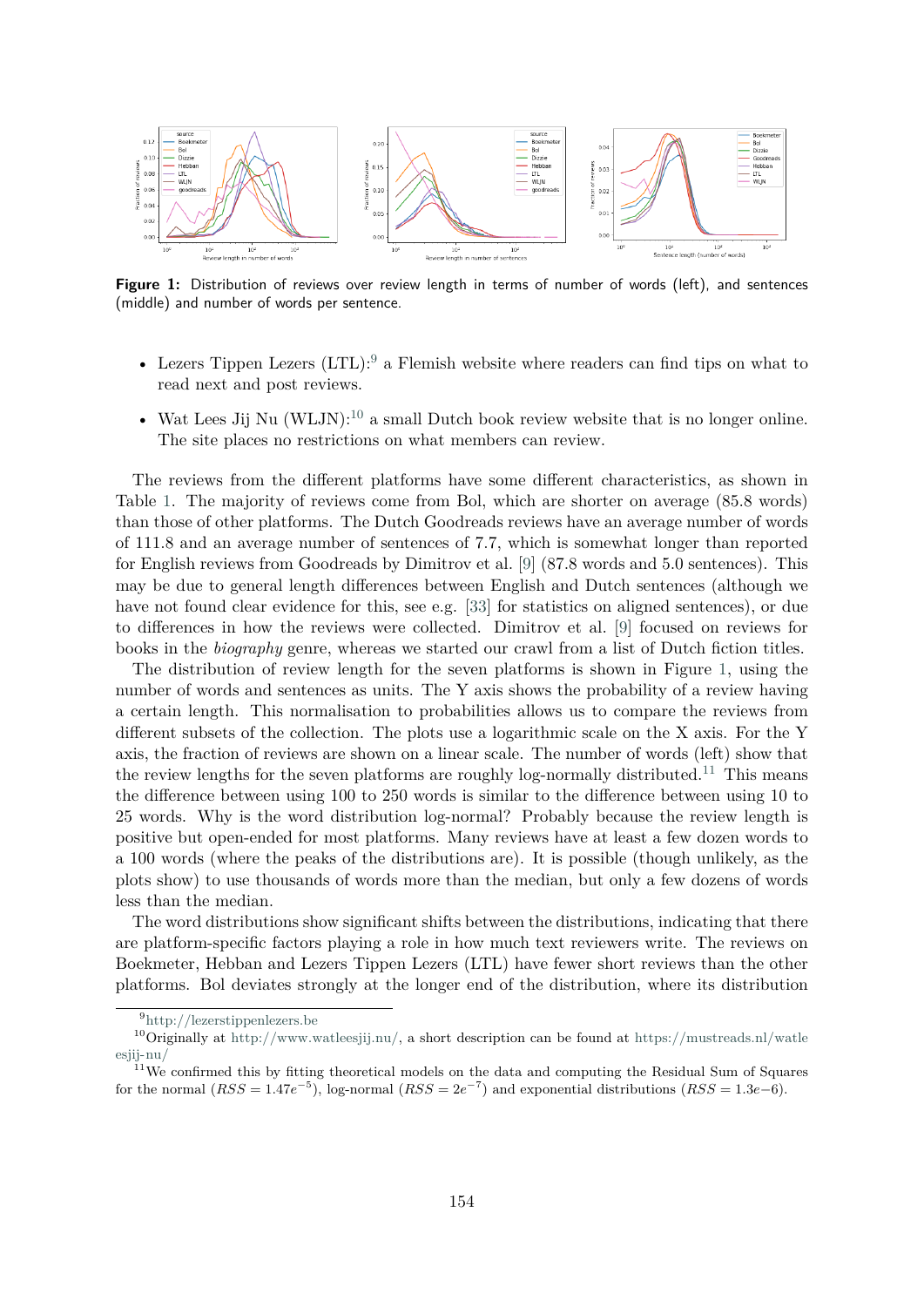**Figure 1:** Distribution of reviews over review length in terms of number of words (left), and sentences (middle) and number of words per sentence.

- Lezers Tippen Lezers (LTL):[9] a Flemish website where readers can find tips on what to read next and post reviews.
- Wat Lees Jij Nu (WLJN):[10] a small Dutch book review website that is no longer online. The site places no restrictions on what members can review.

The reviews from the different platforms have some different characteristics, as shown in Table 1. The majority of reviews come from Bol, which are shorter on average (85.8 words) than those of other platforms. The Dutch Goodreads reviews have an average number of words of 111.8 and an average number of sentences of 7.7, which is somewhat longer than reported for English reviews from Goodreads by Dimitrov et al. [9] (87.8 words and 5.0 sentences). This may be due to general length differences between English and Dutch sentences (although we have not found clear evidence for this, see e.g. [33] for statistics on aligned sentences), or due to differences in how the reviews were collected. Dimitrov et al. [9] focused on reviews for books in the *biography* genre, whereas we started our crawl from a list of Dutch fiction titles.

The distribution of review length for the seven platforms is shown in Figure 1, using the number of words and sentences as units. The Y axis shows the probability of a review having a certain length. This normalisation to probabilities allows us to compare the reviews from different subsets of the collection. The plots use a logarithmic scale on the X axis. For the Y axis, the fraction of reviews are shown on a linear scale. The number of words (left) show that the review lengths for the seven platforms are roughly log-normally distributed.[11] This means the difference between using 100 to 250 words is similar to the difference between using 10 to 25 words. Why is the word distribution log-normal? Probably because the review length is positive but open-ended for most platforms. Many reviews have at least a few dozen words to a 100 words (where the peaks of the distributions are). It is possible (though unlikely, as the plots show) to use thousands of words more than the median, but only a few dozens of words less than the median.

The word distributions show significant shifts between the distributions, indicating that there are platform-specific factors playing a role in how much text reviewers write. The reviews on Boekmeter, Hebban and Lezers Tippen Lezers (LTL) have fewer short reviews than the other platforms. Bol deviates strongly at the longer end of the distribution, where its distribution

[9] http://lezerstippenlezers.be

[10] Originally at http://www.watleesjij.nu/, a short description can be found at https://mustreads.nl/watleesjij-nu/

[11] We confirmed this by fitting theoretical models on the data and computing the Residual Sum of Squares for the normal ($RSS = 1.47e^{-5}$), log-normal ($RSS = 2e^{-7}$) and exponential distributions ($RSS = 1.3e{-6}$).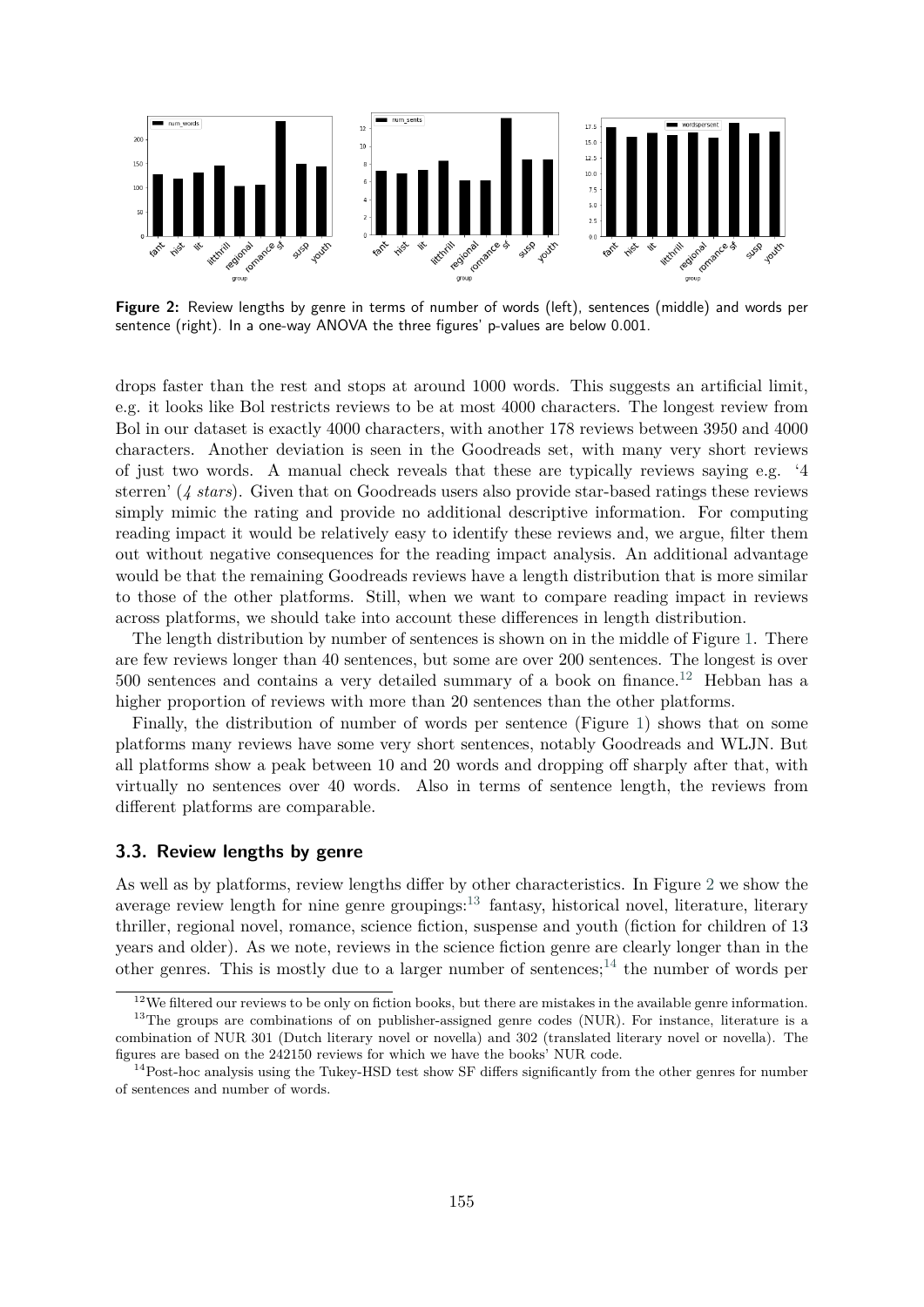**Figure 2:** Review lengths by genre in terms of number of words (left), sentences (middle) and words per sentence (right). In a one-way ANOVA the three figures' p-values are below 0.001.

drops faster than the rest and stops at around 1000 words. This suggests an artificial limit, e.g. it looks like Bol restricts reviews to be at most 4000 characters. The longest review from Bol in our dataset is exactly 4000 characters, with another 178 reviews between 3950 and 4000 characters. Another deviation is seen in the Goodreads set, with many very short reviews of just two words. A manual check reveals that these are typically reviews saying e.g. '4 sterren' (*4 stars*). Given that on Goodreads users also provide star-based ratings these reviews simply mimic the rating and provide no additional descriptive information. For computing reading impact it would be relatively easy to identify these reviews and, we argue, filter them out without negative consequences for the reading impact analysis. An additional advantage would be that the remaining Goodreads reviews have a length distribution that is more similar to those of the other platforms. Still, when we want to compare reading impact in reviews across platforms, we should take into account these differences in length distribution.

The length distribution by number of sentences is shown on in the middle of Figure 1. There are few reviews longer than 40 sentences, but some are over 200 sentences. The longest is over 500 sentences and contains a very detailed summary of a book on finance.[12] Hebban has a higher proportion of reviews with more than 20 sentences than the other platforms.

Finally, the distribution of number of words per sentence (Figure 1) shows that on some platforms many reviews have some very short sentences, notably Goodreads and WLJN. But all platforms show a peak between 10 and 20 words and dropping off sharply after that, with virtually no sentences over 40 words. Also in terms of sentence length, the reviews from different platforms are comparable.

### 3.3. Review lengths by genre

As well as by platforms, review lengths differ by other characteristics. In Figure 2 we show the average review length for nine genre groupings:[13] fantasy, historical novel, literature, literary thriller, regional novel, romance, science fiction, suspense and youth (fiction for children of 13 years and older). As we note, reviews in the science fiction genre are clearly longer than in the other genres. This is mostly due to a larger number of sentences;[14] the number of words per

[12] We filtered our reviews to be only on fiction books, but there are mistakes in the available genre information.

[13] The groups are combinations of on publisher-assigned genre codes (NUR). For instance, literature is a combination of NUR 301 (Dutch literary novel or novella) and 302 (translated literary novel or novella). The figures are based on the 242150 reviews for which we have the books' NUR code.

[14] Post-hoc analysis using the Tukey-HSD test show SF differs significantly from the other genres for number of sentences and number of words.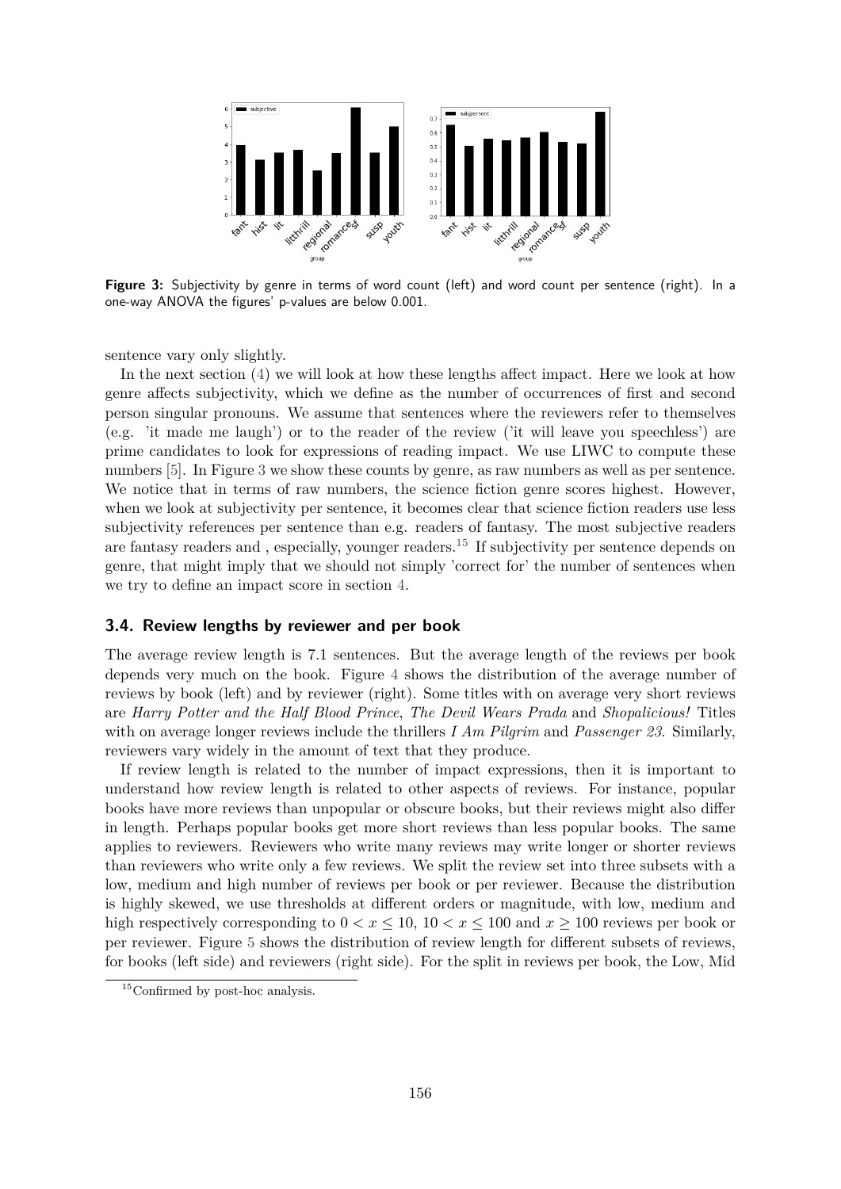**Figure 3:** Subjectivity by genre in terms of word count (left) and word count per sentence (right). In a one-way ANOVA the figures' p-values are below 0.001.

sentence vary only slightly.

In the next section (4) we will look at how these lengths affect impact. Here we look at how genre affects subjectivity, which we define as the number of occurrences of first and second person singular pronouns. We assume that sentences where the reviewers refer to themselves (e.g. 'it made me laugh') or to the reader of the review ('it will leave you speechless') are prime candidates to look for expressions of reading impact. We use LIWC to compute these numbers [5]. In Figure 3 we show these counts by genre, as raw numbers as well as per sentence. We notice that in terms of raw numbers, the science fiction genre scores highest. However, when we look at subjectivity per sentence, it becomes clear that science fiction readers use less subjectivity references per sentence than e.g. readers of fantasy. The most subjective readers are fantasy readers and , especially, younger readers.[15] If subjectivity per sentence depends on genre, that might imply that we should not simply 'correct for' the number of sentences when we try to define an impact score in section 4.

### 3.4. Review lengths by reviewer and per book

The average review length is 7.1 sentences. But the average length of the reviews per book depends very much on the book. Figure 4 shows the distribution of the average number of reviews by book (left) and by reviewer (right). Some titles with on average very short reviews are *Harry Potter and the Half Blood Prince*, *The Devil Wears Prada* and *Shopalicious!* Titles with on average longer reviews include the thrillers *I Am Pilgrim* and *Passenger 23*. Similarly, reviewers vary widely in the amount of text that they produce.

If review length is related to the number of impact expressions, then it is important to understand how review length is related to other aspects of reviews. For instance, popular books have more reviews than unpopular or obscure books, but their reviews might also differ in length. Perhaps popular books get more short reviews than less popular books. The same applies to reviewers. Reviewers who write many reviews may write longer or shorter reviews than reviewers who write only a few reviews. We split the review set into three subsets with a low, medium and high number of reviews per book or per reviewer. Because the distribution is highly skewed, we use thresholds at different orders or magnitude, with low, medium and high respectively corresponding to $0 < x \leq 10$, $10 < x \leq 100$ and $x \geq 100$ reviews per book or per reviewer. Figure 5 shows the distribution of review length for different subsets of reviews, for books (left side) and reviewers (right side). For the split in reviews per book, the Low, Mid

[15] Confirmed by post-hoc analysis.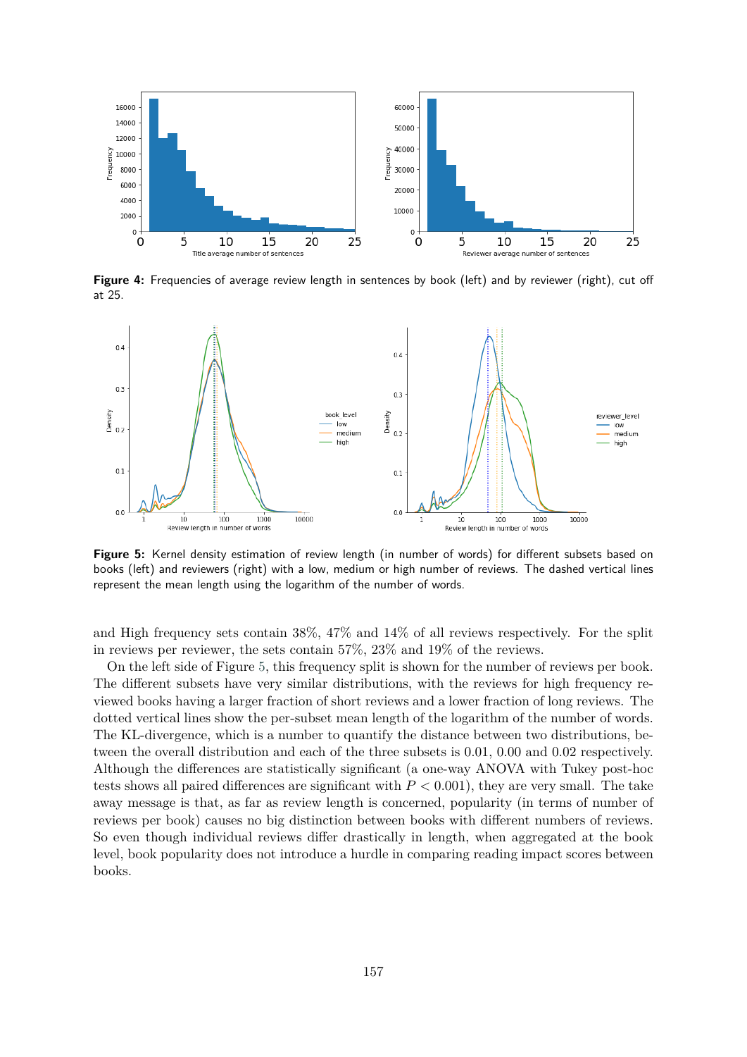Figure 4: Frequencies of average review length in sentences by book (left) and by reviewer (right), cut off at 25.

Figure 5: Kernel density estimation of review length (in number of words) for different subsets based on books (left) and reviewers (right) with a low, medium or high number of reviews. The dashed vertical lines represent the mean length using the logarithm of the number of words.

and High frequency sets contain 38%, 47% and 14% of all reviews respectively. For the split in reviews per reviewer, the sets contain 57%, 23% and 19% of the reviews.

On the left side of Figure 5, this frequency split is shown for the number of reviews per book. The different subsets have very similar distributions, with the reviews for high frequency reviewed books having a larger fraction of short reviews and a lower fraction of long reviews. The dotted vertical lines show the per-subset mean length of the logarithm of the number of words. The KL-divergence, which is a number to quantify the distance between two distributions, between the overall distribution and each of the three subsets is 0.01, 0.00 and 0.02 respectively. Although the differences are statistically significant (a one-way ANOVA with Tukey post-hoc tests shows all paired differences are significant with $P < 0.001$), they are very small. The take away message is that, as far as review length is concerned, popularity (in terms of number of reviews per book) causes no big distinction between books with different numbers of reviews. So even though individual reviews differ drastically in length, when aggregated at the book level, book popularity does not introduce a hurdle in comparing reading impact scores between books.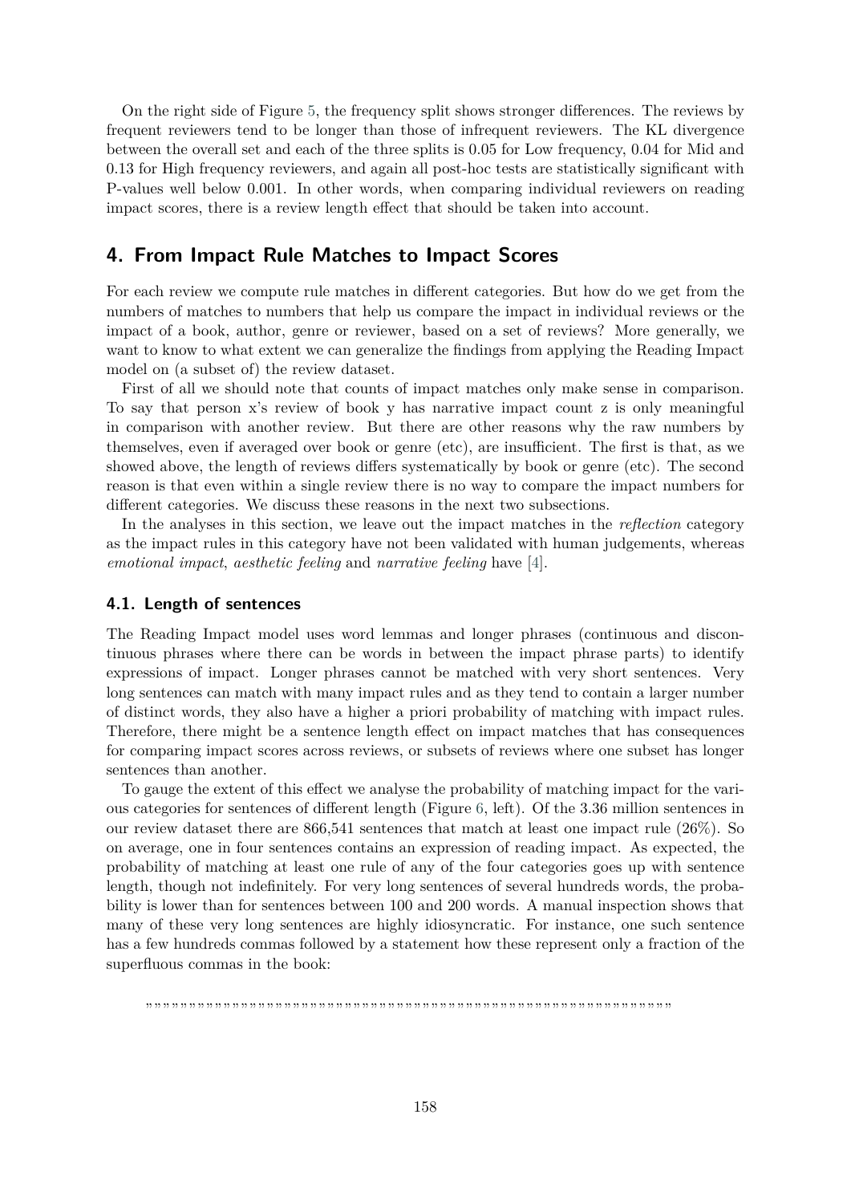On the right side of Figure 5, the frequency split shows stronger differences. The reviews by frequent reviewers tend to be longer than those of infrequent reviewers. The KL divergence between the overall set and each of the three splits is 0.05 for Low frequency, 0.04 for Mid and 0.13 for High frequency reviewers, and again all post-hoc tests are statistically significant with P-values well below 0.001. In other words, when comparing individual reviewers on reading impact scores, there is a review length effect that should be taken into account.

## 4. From Impact Rule Matches to Impact Scores

For each review we compute rule matches in different categories. But how do we get from the numbers of matches to numbers that help us compare the impact in individual reviews or the impact of a book, author, genre or reviewer, based on a set of reviews? More generally, we want to know to what extent we can generalize the findings from applying the Reading Impact model on (a subset of) the review dataset.

First of all we should note that counts of impact matches only make sense in comparison. To say that person x's review of book y has narrative impact count z is only meaningful in comparison with another review. But there are other reasons why the raw numbers by themselves, even if averaged over book or genre (etc), are insufficient. The first is that, as we showed above, the length of reviews differs systematically by book or genre (etc). The second reason is that even within a single review there is no way to compare the impact numbers for different categories. We discuss these reasons in the next two subsections.

In the analyses in this section, we leave out the impact matches in the *reflection* category as the impact rules in this category have not been validated with human judgements, whereas *emotional impact*, *aesthetic feeling* and *narrative feeling* have [4].

### 4.1. Length of sentences

The Reading Impact model uses word lemmas and longer phrases (continuous and discontinuous phrases where there can be words in between the impact phrase parts) to identify expressions of impact. Longer phrases cannot be matched with very short sentences. Very long sentences can match with many impact rules and as they tend to contain a larger number of distinct words, they also have a higher a priori probability of matching with impact rules. Therefore, there might be a sentence length effect on impact matches that has consequences for comparing impact scores across reviews, or subsets of reviews where one subset has longer sentences than another.

To gauge the extent of this effect we analyse the probability of matching impact for the various categories for sentences of different length (Figure 6, left). Of the 3.36 million sentences in our review dataset there are 866,541 sentences that match at least one impact rule (26%). So on average, one in four sentences contains an expression of reading impact. As expected, the probability of matching at least one rule of any of the four categories goes up with sentence length, though not indefinitely. For very long sentences of several hundreds words, the probability is lower than for sentences between 100 and 200 words. A manual inspection shows that many of these very long sentences are highly idiosyncratic. For instance, one such sentence has a few hundreds commas followed by a statement how these represent only a fraction of the superfluous commas in the book:

,,,,,,,,,,,,,,,,,,,,,,,,,,,,,,,,,,,,,,,,,,,,,,,,,,,,,,,,,,,,,,,,,,,,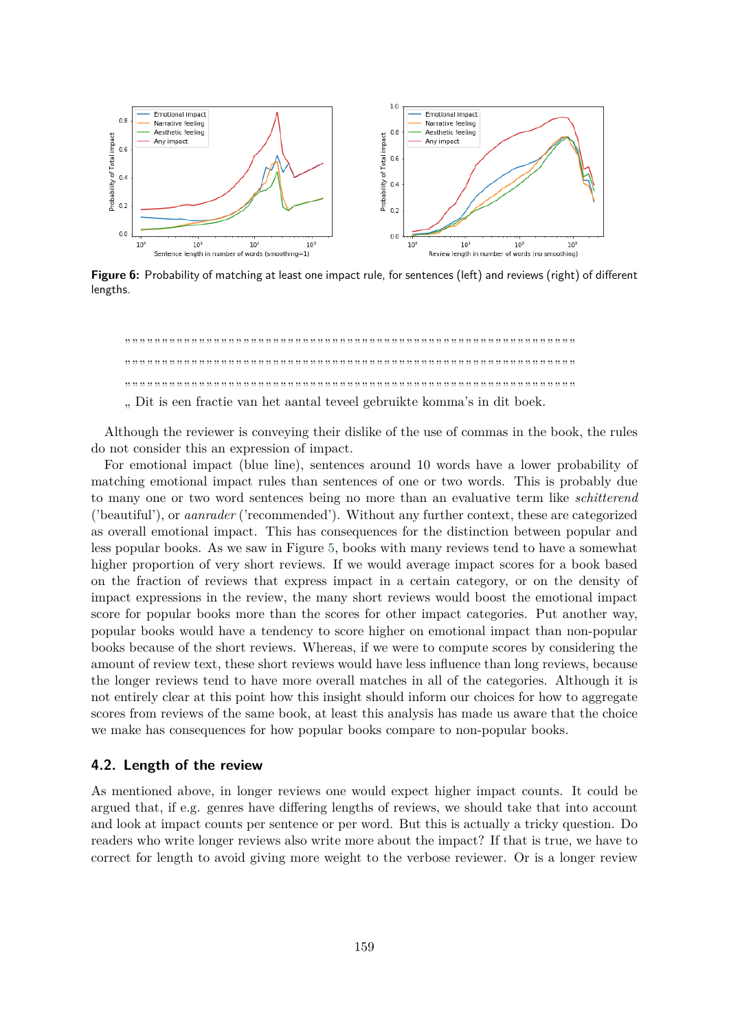**Figure 6:** Probability of matching at least one impact rule, for sentences (left) and reviews (right) of different lengths.

> „ „ „ „ „ „ „ „ „ „ „ „ „ „ „ „ „ „ „ „ „ „ „ „ „ „ „ „ „ „ „ „ „ „ „ „ „ „ „ „ „ „ „ „ „ „ „ „ „ „ „ „ „ „ „ „ „ „ „ „ „ „ „ „ „ „ „ „ „
> „ „ „ „ „ „ „ „ „ „ „ „ „ „ „ „ „ „ „ „ „ „ „ „ „ „ „ „ „ „ „ „ „ „ „ „ „ „ „ „ „ „ „ „ „ „ „ „ „ „ „ „ „ „ „ „ „ „ „ „ „ „ „ „ „ „ „ „ „
> „ „ „ „ „ „ „ „ „ „ „ „ „ „ „ „ „ „ „ „ „ „ „ „ „ „ „ „ „ „ „ „ „ „ „ „ „ „ „ „ „ „ „ „ „ „ „ „ „ „ „ „ „ „ „ „ „ „ „ „ „ „ „ „ „ „ „ „ „
> „ Dit is een fractie van het aantal teveel gebruikte komma's in dit boek.

Although the reviewer is conveying their dislike of the use of commas in the book, the rules do not consider this an expression of impact.

For emotional impact (blue line), sentences around 10 words have a lower probability of matching emotional impact rules than sentences of one or two words. This is probably due to many one or two word sentences being no more than an evaluative term like *schitterend* ('beautiful'), or *aanrader* ('recommended'). Without any further context, these are categorized as overall emotional impact. This has consequences for the distinction between popular and less popular books. As we saw in Figure 5, books with many reviews tend to have a somewhat higher proportion of very short reviews. If we would average impact scores for a book based on the fraction of reviews that express impact in a certain category, or on the density of impact expressions in the review, the many short reviews would boost the emotional impact score for popular books more than the scores for other impact categories. Put another way, popular books would have a tendency to score higher on emotional impact than non-popular books because of the short reviews. Whereas, if we were to compute scores by considering the amount of review text, these short reviews would have less influence than long reviews, because the longer reviews tend to have more overall matches in all of the categories. Although it is not entirely clear at this point how this insight should inform our choices for how to aggregate scores from reviews of the same book, at least this analysis has made us aware that the choice we make has consequences for how popular books compare to non-popular books.

## 4.2. Length of the review

As mentioned above, in longer reviews one would expect higher impact counts. It could be argued that, if e.g. genres have differing lengths of reviews, we should take that into account and look at impact counts per sentence or per word. But this is actually a tricky question. Do readers who write longer reviews also write more about the impact? If that is true, we have to correct for length to avoid giving more weight to the verbose reviewer. Or is a longer review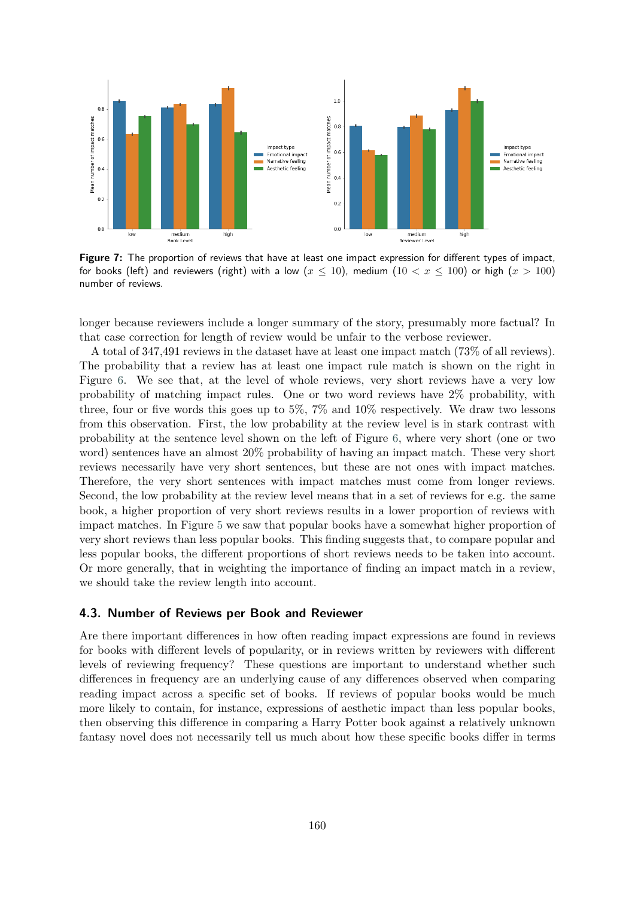**Figure 7:** The proportion of reviews that have at least one impact expression for different types of impact, for books (left) and reviewers (right) with a low ($x \leq 10$), medium ($10 < x \leq 100$) or high ($x > 100$) number of reviews.

longer because reviewers include a longer summary of the story, presumably more factual? In that case correction for length of review would be unfair to the verbose reviewer.

A total of 347,491 reviews in the dataset have at least one impact match (73% of all reviews). The probability that a review has at least one impact rule match is shown on the right in Figure 6. We see that, at the level of whole reviews, very short reviews have a very low probability of matching impact rules. One or two word reviews have 2% probability, with three, four or five words this goes up to 5%, 7% and 10% respectively. We draw two lessons from this observation. First, the low probability at the review level is in stark contrast with probability at the sentence level shown on the left of Figure 6, where very short (one or two word) sentences have an almost 20% probability of having an impact match. These very short reviews necessarily have very short sentences, but these are not ones with impact matches. Therefore, the very short sentences with impact matches must come from longer reviews. Second, the low probability at the review level means that in a set of reviews for e.g. the same book, a higher proportion of very short reviews results in a lower proportion of reviews with impact matches. In Figure 5 we saw that popular books have a somewhat higher proportion of very short reviews than less popular books. This finding suggests that, to compare popular and less popular books, the different proportions of short reviews needs to be taken into account. Or more generally, that in weighting the importance of finding an impact match in a review, we should take the review length into account.

### 4.3. Number of Reviews per Book and Reviewer

Are there important differences in how often reading impact expressions are found in reviews for books with different levels of popularity, or in reviews written by reviewers with different levels of reviewing frequency? These questions are important to understand whether such differences in frequency are an underlying cause of any differences observed when comparing reading impact across a specific set of books. If reviews of popular books would be much more likely to contain, for instance, expressions of aesthetic impact than less popular books, then observing this difference in comparing a Harry Potter book against a relatively unknown fantasy novel does not necessarily tell us much about how these specific books differ in terms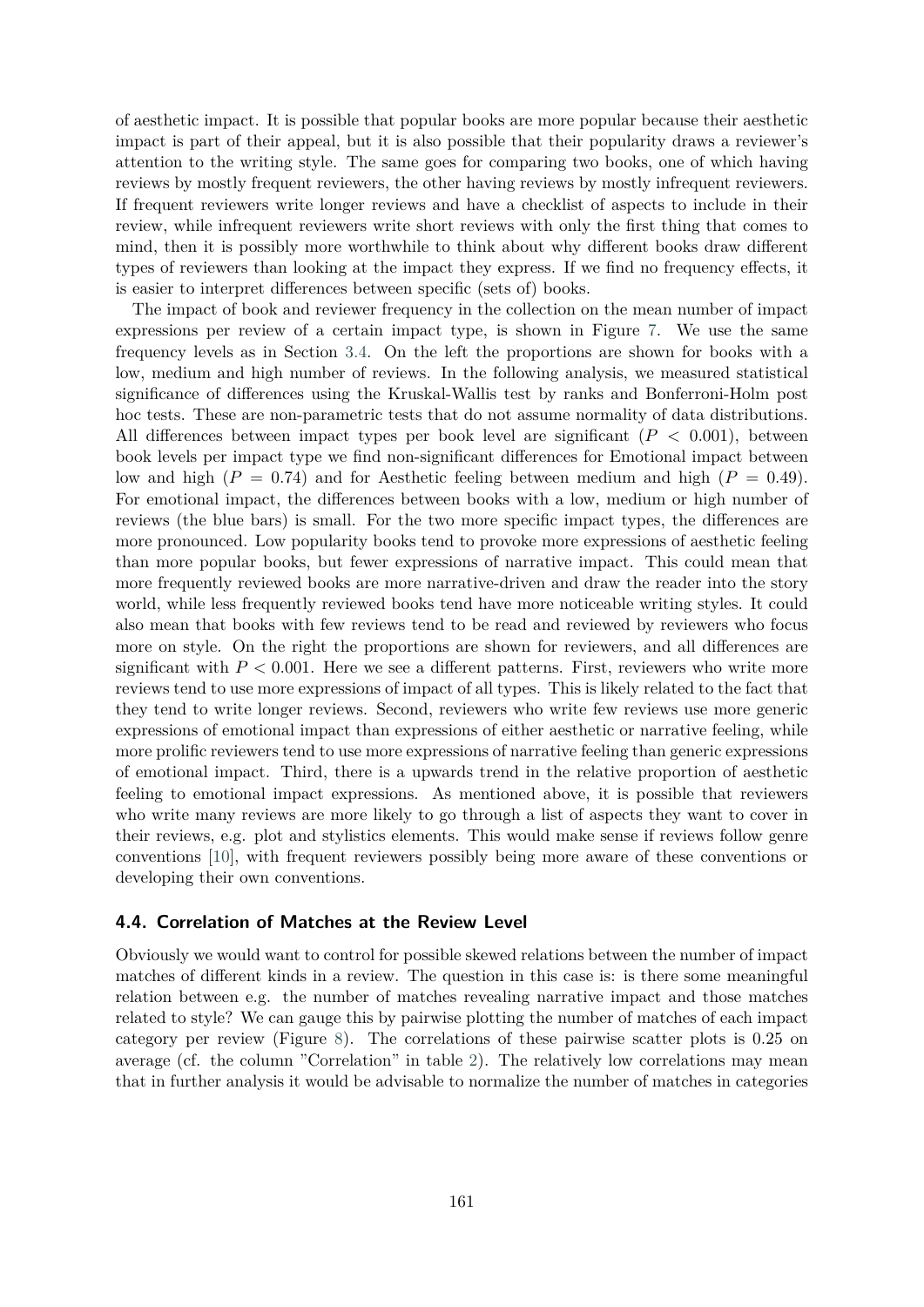of aesthetic impact. It is possible that popular books are more popular because their aesthetic impact is part of their appeal, but it is also possible that their popularity draws a reviewer's attention to the writing style. The same goes for comparing two books, one of which having reviews by mostly frequent reviewers, the other having reviews by mostly infrequent reviewers. If frequent reviewers write longer reviews and have a checklist of aspects to include in their review, while infrequent reviewers write short reviews with only the first thing that comes to mind, then it is possibly more worthwhile to think about why different books draw different types of reviewers than looking at the impact they express. If we find no frequency effects, it is easier to interpret differences between specific (sets of) books.

The impact of book and reviewer frequency in the collection on the mean number of impact expressions per review of a certain impact type, is shown in Figure 7. We use the same frequency levels as in Section 3.4. On the left the proportions are shown for books with a low, medium and high number of reviews. In the following analysis, we measured statistical significance of differences using the Kruskal-Wallis test by ranks and Bonferroni-Holm post hoc tests. These are non-parametric tests that do not assume normality of data distributions. All differences between impact types per book level are significant ($P < 0.001$), between book levels per impact type we find non-significant differences for Emotional impact between low and high ($P = 0.74$) and for Aesthetic feeling between medium and high ($P = 0.49$). For emotional impact, the differences between books with a low, medium or high number of reviews (the blue bars) is small. For the two more specific impact types, the differences are more pronounced. Low popularity books tend to provoke more expressions of aesthetic feeling than more popular books, but fewer expressions of narrative impact. This could mean that more frequently reviewed books are more narrative-driven and draw the reader into the story world, while less frequently reviewed books tend have more noticeable writing styles. It could also mean that books with few reviews tend to be read and reviewed by reviewers who focus more on style. On the right the proportions are shown for reviewers, and all differences are significant with $P < 0.001$. Here we see a different patterns. First, reviewers who write more reviews tend to use more expressions of impact of all types. This is likely related to the fact that they tend to write longer reviews. Second, reviewers who write few reviews use more generic expressions of emotional impact than expressions of either aesthetic or narrative feeling, while more prolific reviewers tend to use more expressions of narrative feeling than generic expressions of emotional impact. Third, there is a upwards trend in the relative proportion of aesthetic feeling to emotional impact expressions. As mentioned above, it is possible that reviewers who write many reviews are more likely to go through a list of aspects they want to cover in their reviews, e.g. plot and stylistics elements. This would make sense if reviews follow genre conventions [10], with frequent reviewers possibly being more aware of these conventions or developing their own conventions.

### 4.4. Correlation of Matches at the Review Level

Obviously we would want to control for possible skewed relations between the number of impact matches of different kinds in a review. The question in this case is: is there some meaningful relation between e.g. the number of matches revealing narrative impact and those matches related to style? We can gauge this by pairwise plotting the number of matches of each impact category per review (Figure 8). The correlations of these pairwise scatter plots is 0.25 on average (cf. the column "Correlation" in table 2). The relatively low correlations may mean that in further analysis it would be advisable to normalize the number of matches in categories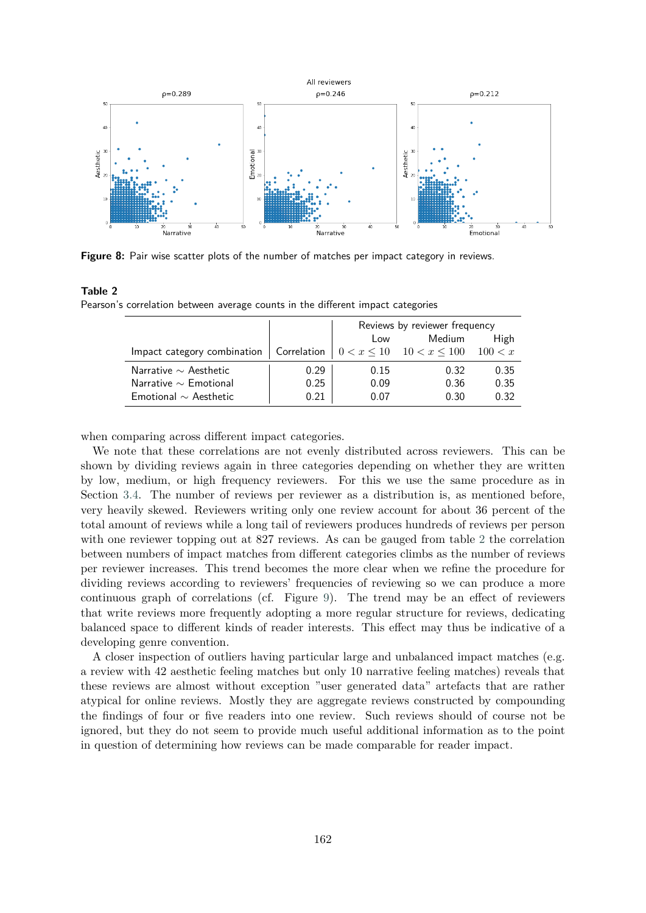**Figure 8:** Pair wise scatter plots of the number of matches per impact category in reviews.

**Table 2**
Pearson's correlation between average counts in the different impact categories

| | | Reviews by reviewer frequency | | |
|---|---|---|---|---|
| | | Low | Medium | High |
| Impact category combination | Correlation | $0 < x \leq 10$ | $10 < x \leq 100$ | $100 < x$ |
| Narrative ∼ Aesthetic | 0.29 | 0.15 | 0.32 | 0.35 |
| Narrative ∼ Emotional | 0.25 | 0.09 | 0.36 | 0.35 |
| Emotional ∼ Aesthetic | 0.21 | 0.07 | 0.30 | 0.32 |

when comparing across different impact categories.

We note that these correlations are not evenly distributed across reviewers. This can be shown by dividing reviews again in three categories depending on whether they are written by low, medium, or high frequency reviewers. For this we use the same procedure as in Section 3.4. The number of reviews per reviewer as a distribution is, as mentioned before, very heavily skewed. Reviewers writing only one review account for about 36 percent of the total amount of reviews while a long tail of reviewers produces hundreds of reviews per person with one reviewer topping out at 827 reviews. As can be gauged from table 2 the correlation between numbers of impact matches from different categories climbs as the number of reviews per reviewer increases. This trend becomes the more clear when we refine the procedure for dividing reviews according to reviewers' frequencies of reviewing so we can produce a more continuous graph of correlations (cf. Figure 9). The trend may be an effect of reviewers that write reviews more frequently adopting a more regular structure for reviews, dedicating balanced space to different kinds of reader interests. This effect may thus be indicative of a developing genre convention.

A closer inspection of outliers having particular large and unbalanced impact matches (e.g. a review with 42 aesthetic feeling matches but only 10 narrative feeling matches) reveals that these reviews are almost without exception "user generated data" artefacts that are rather atypical for online reviews. Mostly they are aggregate reviews constructed by compounding the findings of four or five readers into one review. Such reviews should of course not be ignored, but they do not seem to provide much useful additional information as to the point in question of determining how reviews can be made comparable for reader impact.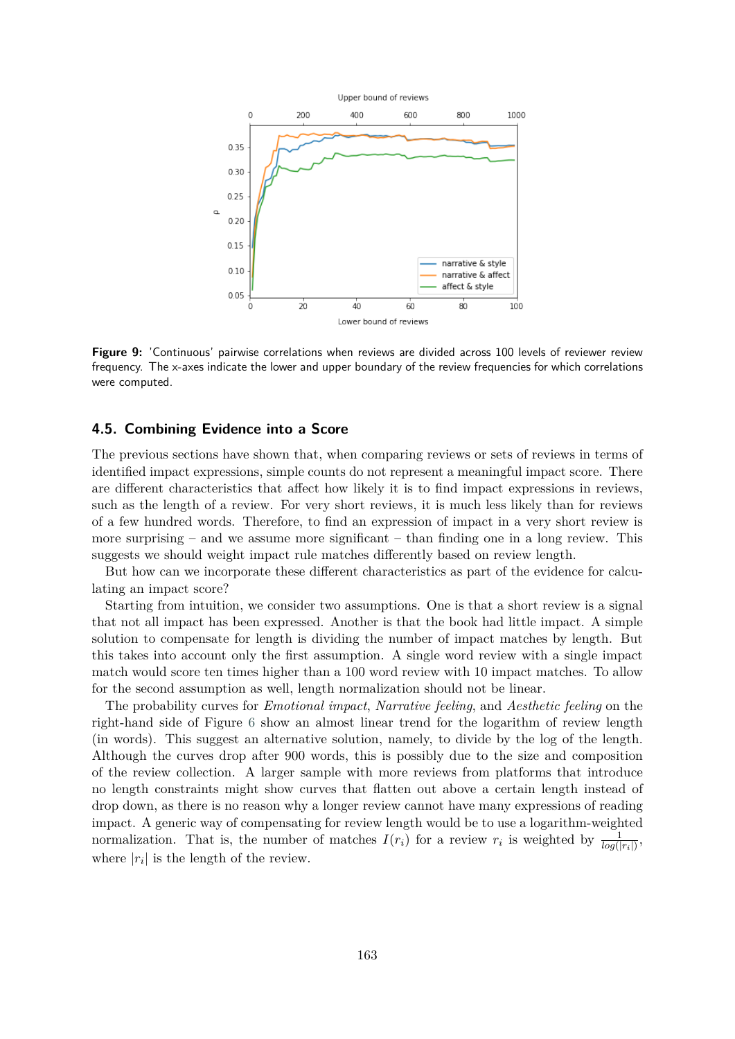**Figure 9:** 'Continuous' pairwise correlations when reviews are divided across 100 levels of reviewer review frequency. The x-axes indicate the lower and upper boundary of the review frequencies for which correlations were computed.

### 4.5. Combining Evidence into a Score

The previous sections have shown that, when comparing reviews or sets of reviews in terms of identified impact expressions, simple counts do not represent a meaningful impact score. There are different characteristics that affect how likely it is to find impact expressions in reviews, such as the length of a review. For very short reviews, it is much less likely than for reviews of a few hundred words. Therefore, to find an expression of impact in a very short review is more surprising – and we assume more significant – than finding one in a long review. This suggests we should weight impact rule matches differently based on review length.

But how can we incorporate these different characteristics as part of the evidence for calculating an impact score?

Starting from intuition, we consider two assumptions. One is that a short review is a signal that not all impact has been expressed. Another is that the book had little impact. A simple solution to compensate for length is dividing the number of impact matches by length. But this takes into account only the first assumption. A single word review with a single impact match would score ten times higher than a 100 word review with 10 impact matches. To allow for the second assumption as well, length normalization should not be linear.

The probability curves for *Emotional impact*, *Narrative feeling*, and *Aesthetic feeling* on the right-hand side of Figure 6 show an almost linear trend for the logarithm of review length (in words). This suggest an alternative solution, namely, to divide by the log of the length. Although the curves drop after 900 words, this is possibly due to the size and composition of the review collection. A larger sample with more reviews from platforms that introduce no length constraints might show curves that flatten out above a certain length instead of drop down, as there is no reason why a longer review cannot have many expressions of reading impact. A generic way of compensating for review length would be to use a logarithm-weighted normalization. That is, the number of matches $I(r_i)$ for a review $r_i$ is weighted by $\frac{1}{log(|r_i|)}$, where $|r_i|$ is the length of the review.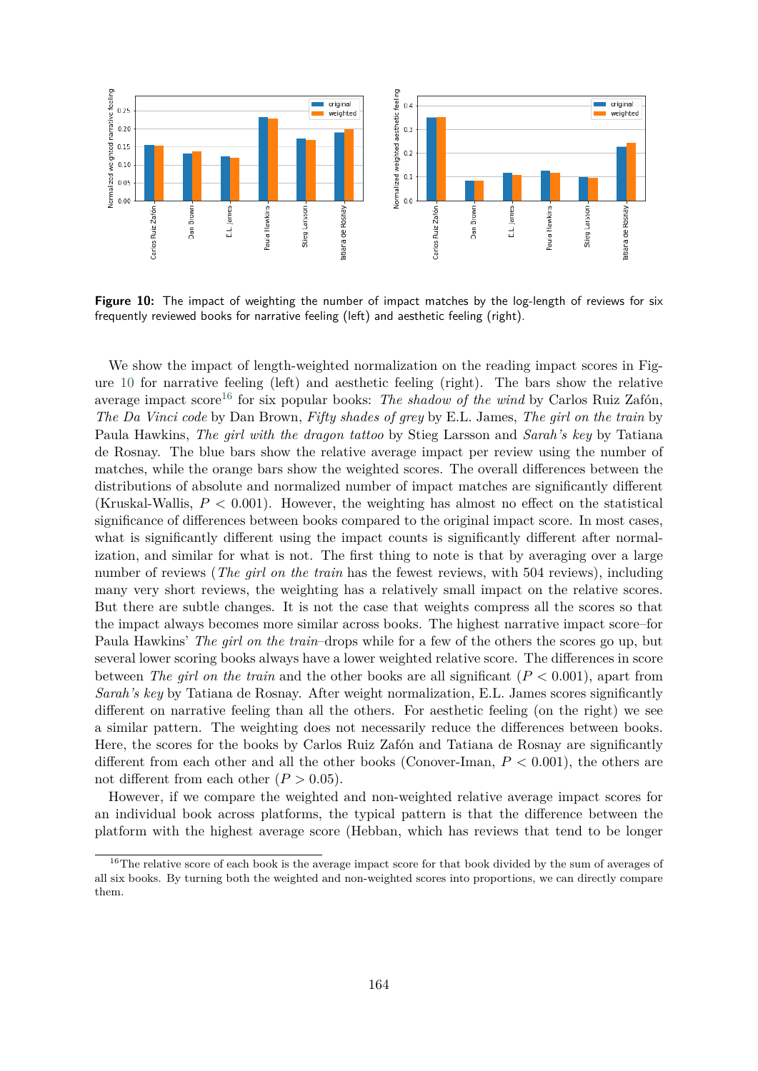Figure 10: The impact of weighting the number of impact matches by the log-length of reviews for six frequently reviewed books for narrative feeling (left) and aesthetic feeling (right).

We show the impact of length-weighted normalization on the reading impact scores in Figure 10 for narrative feeling (left) and aesthetic feeling (right). The bars show the relative average impact score[16] for six popular books: *The shadow of the wind* by Carlos Ruiz Zafón, *The Da Vinci code* by Dan Brown, *Fifty shades of grey* by E.L. James, *The girl on the train* by Paula Hawkins, *The girl with the dragon tattoo* by Stieg Larsson and *Sarah's key* by Tatiana de Rosnay. The blue bars show the relative average impact per review using the number of matches, while the orange bars show the weighted scores. The overall differences between the distributions of absolute and normalized number of impact matches are significantly different (Kruskal-Wallis, $P < 0.001$). However, the weighting has almost no effect on the statistical significance of differences between books compared to the original impact score. In most cases, what is significantly different using the impact counts is significantly different after normalization, and similar for what is not. The first thing to note is that by averaging over a large number of reviews (*The girl on the train* has the fewest reviews, with 504 reviews), including many very short reviews, the weighting has a relatively small impact on the relative scores. But there are subtle changes. It is not the case that weights compress all the scores so that the impact always becomes more similar across books. The highest narrative impact score–for Paula Hawkins' *The girl on the train*–drops while for a few of the others the scores go up, but several lower scoring books always have a lower weighted relative score. The differences in score between *The girl on the train* and the other books are all significant ($P < 0.001$), apart from *Sarah's key* by Tatiana de Rosnay. After weight normalization, E.L. James scores significantly different on narrative feeling than all the others. For aesthetic feeling (on the right) we see a similar pattern. The weighting does not necessarily reduce the differences between books. Here, the scores for the books by Carlos Ruiz Zafón and Tatiana de Rosnay are significantly different from each other and all the other books (Conover-Iman, $P < 0.001$), the others are not different from each other ($P > 0.05$).

However, if we compare the weighted and non-weighted relative average impact scores for an individual book across platforms, the typical pattern is that the difference between the platform with the highest average score (Hebban, which has reviews that tend to be longer

[16] The relative score of each book is the average impact score for that book divided by the sum of averages of all six books. By turning both the weighted and non-weighted scores into proportions, we can directly compare them.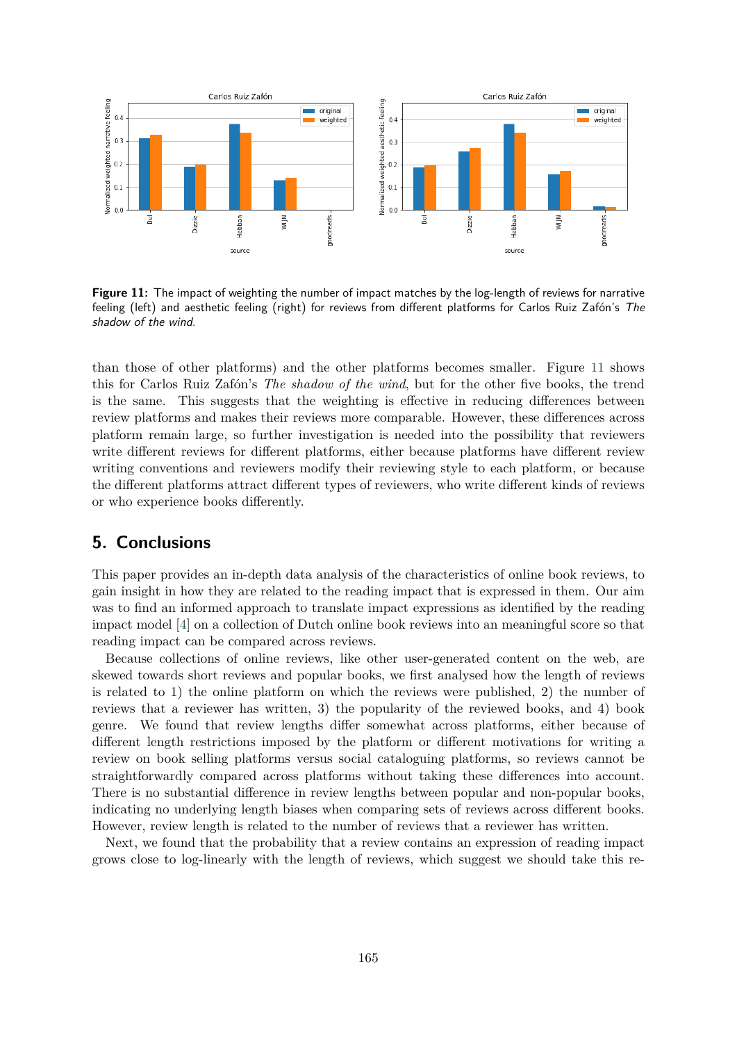**Figure 11:** The impact of weighting the number of impact matches by the log-length of reviews for narrative feeling (left) and aesthetic feeling (right) for reviews from different platforms for Carlos Ruiz Zafón's *The shadow of the wind*.

than those of other platforms) and the other platforms becomes smaller. Figure 11 shows this for Carlos Ruiz Zafón's *The shadow of the wind*, but for the other five books, the trend is the same. This suggests that the weighting is effective in reducing differences between review platforms and makes their reviews more comparable. However, these differences across platform remain large, so further investigation is needed into the possibility that reviewers write different reviews for different platforms, either because platforms have different review writing conventions and reviewers modify their reviewing style to each platform, or because the different platforms attract different types of reviewers, who write different kinds of reviews or who experience books differently.

## 5. Conclusions

This paper provides an in-depth data analysis of the characteristics of online book reviews, to gain insight in how they are related to the reading impact that is expressed in them. Our aim was to find an informed approach to translate impact expressions as identified by the reading impact model [4] on a collection of Dutch online book reviews into an meaningful score so that reading impact can be compared across reviews.

Because collections of online reviews, like other user-generated content on the web, are skewed towards short reviews and popular books, we first analysed how the length of reviews is related to 1) the online platform on which the reviews were published, 2) the number of reviews that a reviewer has written, 3) the popularity of the reviewed books, and 4) book genre. We found that review lengths differ somewhat across platforms, either because of different length restrictions imposed by the platform or different motivations for writing a review on book selling platforms versus social cataloguing platforms, so reviews cannot be straightforwardly compared across platforms without taking these differences into account. There is no substantial difference in review lengths between popular and non-popular books, indicating no underlying length biases when comparing sets of reviews across different books. However, review length is related to the number of reviews that a reviewer has written.

Next, we found that the probability that a review contains an expression of reading impact grows close to log-linearly with the length of reviews, which suggest we should take this re-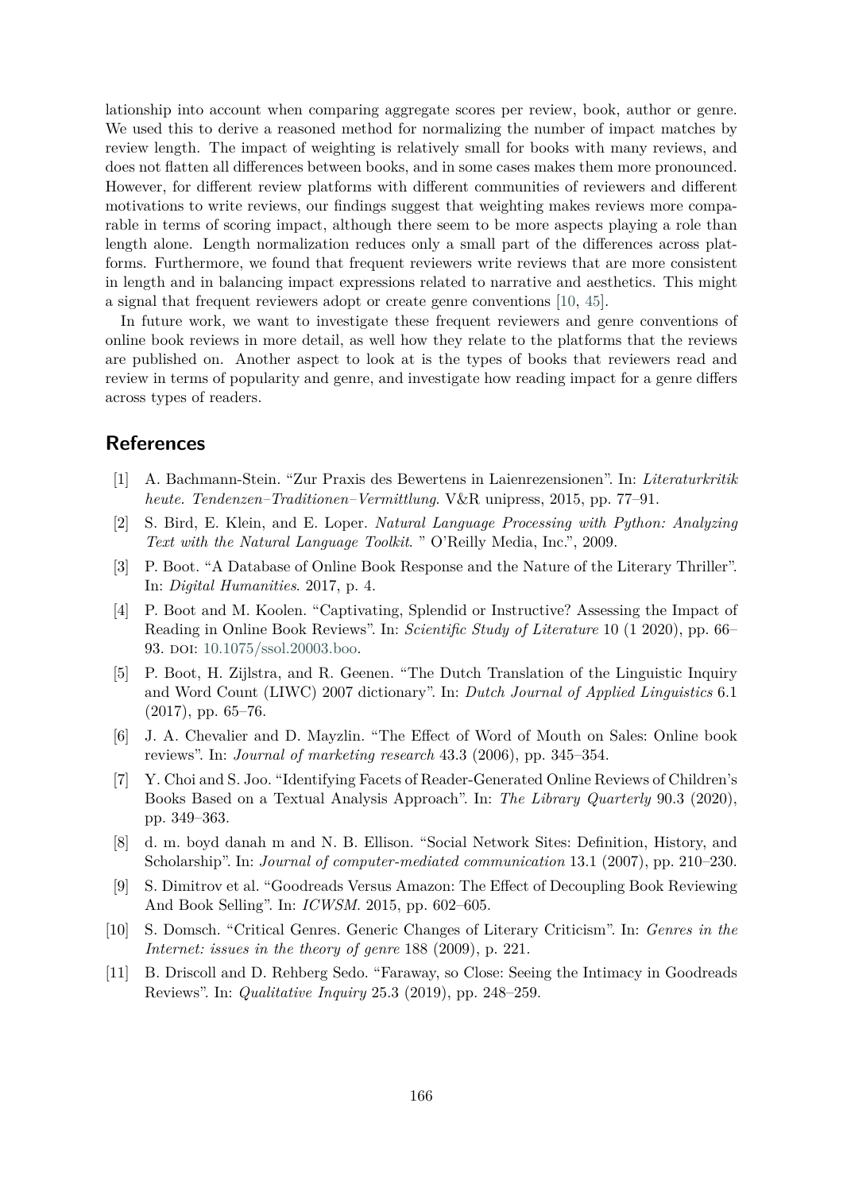lationship into account when comparing aggregate scores per review, book, author or genre. We used this to derive a reasoned method for normalizing the number of impact matches by review length. The impact of weighting is relatively small for books with many reviews, and does not flatten all differences between books, and in some cases makes them more pronounced. However, for different review platforms with different communities of reviewers and different motivations to write reviews, our findings suggest that weighting makes reviews more comparable in terms of scoring impact, although there seem to be more aspects playing a role than length alone. Length normalization reduces only a small part of the differences across platforms. Furthermore, we found that frequent reviewers write reviews that are more consistent in length and in balancing impact expressions related to narrative and aesthetics. This might a signal that frequent reviewers adopt or create genre conventions [10, 45].

In future work, we want to investigate these frequent reviewers and genre conventions of online book reviews in more detail, as well how they relate to the platforms that the reviews are published on. Another aspect to look at is the types of books that reviewers read and review in terms of popularity and genre, and investigate how reading impact for a genre differs across types of readers.

## References

[1] A. Bachmann-Stein. "Zur Praxis des Bewertens in Laienrezensionen". In: *Literaturkritik heute. Tendenzen–Traditionen–Vermittlung*. V&R unipress, 2015, pp. 77–91.

[2] S. Bird, E. Klein, and E. Loper. *Natural Language Processing with Python: Analyzing Text with the Natural Language Toolkit*. " O'Reilly Media, Inc.", 2009.

[3] P. Boot. "A Database of Online Book Response and the Nature of the Literary Thriller". In: *Digital Humanities*. 2017, p. 4.

[4] P. Boot and M. Koolen. "Captivating, Splendid or Instructive? Assessing the Impact of Reading in Online Book Reviews". In: *Scientific Study of Literature* 10 (1 2020), pp. 66–93. DOI: 10.1075/ssol.20003.boo.

[5] P. Boot, H. Zijlstra, and R. Geenen. "The Dutch Translation of the Linguistic Inquiry and Word Count (LIWC) 2007 dictionary". In: *Dutch Journal of Applied Linguistics* 6.1 (2017), pp. 65–76.

[6] J. A. Chevalier and D. Mayzlin. "The Effect of Word of Mouth on Sales: Online book reviews". In: *Journal of marketing research* 43.3 (2006), pp. 345–354.

[7] Y. Choi and S. Joo. "Identifying Facets of Reader-Generated Online Reviews of Children's Books Based on a Textual Analysis Approach". In: *The Library Quarterly* 90.3 (2020), pp. 349–363.

[8] d. m. boyd danah m and N. B. Ellison. "Social Network Sites: Definition, History, and Scholarship". In: *Journal of computer-mediated communication* 13.1 (2007), pp. 210–230.

[9] S. Dimitrov et al. "Goodreads Versus Amazon: The Effect of Decoupling Book Reviewing And Book Selling". In: *ICWSM*. 2015, pp. 602–605.

[10] S. Domsch. "Critical Genres. Generic Changes of Literary Criticism". In: *Genres in the Internet: issues in the theory of genre* 188 (2009), p. 221.

[11] B. Driscoll and D. Rehberg Sedo. "Faraway, so Close: Seeing the Intimacy in Goodreads Reviews". In: *Qualitative Inquiry* 25.3 (2019), pp. 248–259.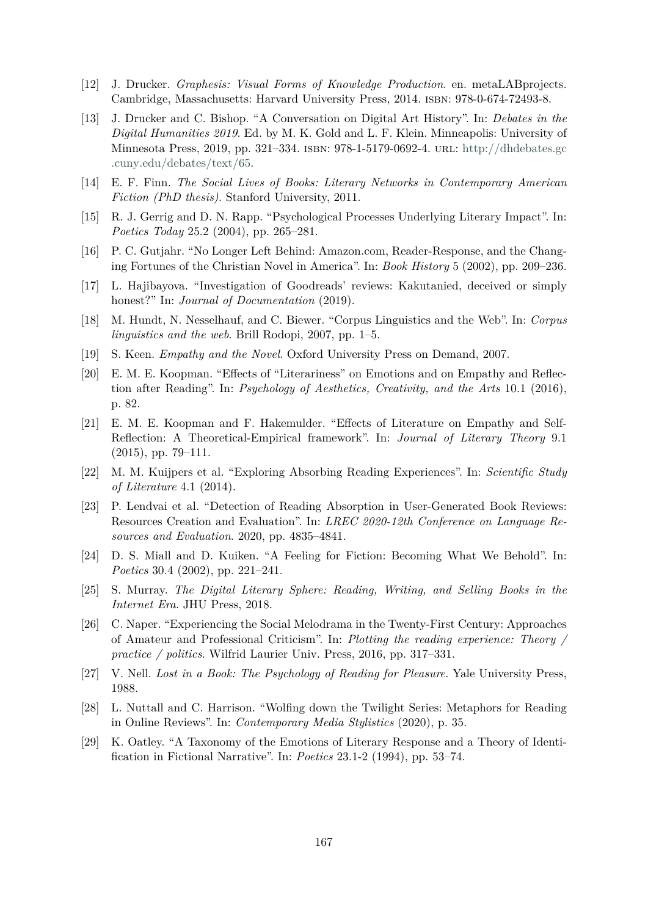[12] J. Drucker. *Graphesis: Visual Forms of Knowledge Production*. en. metaLABprojects. Cambridge, Massachusetts: Harvard University Press, 2014. ISBN: 978-0-674-72493-8.

[13] J. Drucker and C. Bishop. "A Conversation on Digital Art History". In: *Debates in the Digital Humanities 2019*. Ed. by M. K. Gold and L. F. Klein. Minneapolis: University of Minnesota Press, 2019, pp. 321–334. ISBN: 978-1-5179-0692-4. URL: http://dhdebates.gc.cuny.edu/debates/text/65.

[14] E. F. Finn. *The Social Lives of Books: Literary Networks in Contemporary American Fiction (PhD thesis)*. Stanford University, 2011.

[15] R. J. Gerrig and D. N. Rapp. "Psychological Processes Underlying Literary Impact". In: *Poetics Today* 25.2 (2004), pp. 265–281.

[16] P. C. Gutjahr. "No Longer Left Behind: Amazon.com, Reader-Response, and the Changing Fortunes of the Christian Novel in America". In: *Book History* 5 (2002), pp. 209–236.

[17] L. Hajibayova. "Investigation of Goodreads' reviews: Kakutanied, deceived or simply honest?" In: *Journal of Documentation* (2019).

[18] M. Hundt, N. Nesselhauf, and C. Biewer. "Corpus Linguistics and the Web". In: *Corpus linguistics and the web*. Brill Rodopi, 2007, pp. 1–5.

[19] S. Keen. *Empathy and the Novel*. Oxford University Press on Demand, 2007.

[20] E. M. E. Koopman. "Effects of "Literariness" on Emotions and on Empathy and Reflection after Reading". In: *Psychology of Aesthetics, Creativity, and the Arts* 10.1 (2016), p. 82.

[21] E. M. E. Koopman and F. Hakemulder. "Effects of Literature on Empathy and Self-Reflection: A Theoretical-Empirical framework". In: *Journal of Literary Theory* 9.1 (2015), pp. 79–111.

[22] M. M. Kuijpers et al. "Exploring Absorbing Reading Experiences". In: *Scientific Study of Literature* 4.1 (2014).

[23] P. Lendvai et al. "Detection of Reading Absorption in User-Generated Book Reviews: Resources Creation and Evaluation". In: *LREC 2020-12th Conference on Language Resources and Evaluation*. 2020, pp. 4835–4841.

[24] D. S. Miall and D. Kuiken. "A Feeling for Fiction: Becoming What We Behold". In: *Poetics* 30.4 (2002), pp. 221–241.

[25] S. Murray. *The Digital Literary Sphere: Reading, Writing, and Selling Books in the Internet Era*. JHU Press, 2018.

[26] C. Naper. "Experiencing the Social Melodrama in the Twenty-First Century: Approaches of Amateur and Professional Criticism". In: *Plotting the reading experience: Theory / practice / politics*. Wilfrid Laurier Univ. Press, 2016, pp. 317–331.

[27] V. Nell. *Lost in a Book: The Psychology of Reading for Pleasure*. Yale University Press, 1988.

[28] L. Nuttall and C. Harrison. "Wolfing down the Twilight Series: Metaphors for Reading in Online Reviews". In: *Contemporary Media Stylistics* (2020), p. 35.

[29] K. Oatley. "A Taxonomy of the Emotions of Literary Response and a Theory of Identification in Fictional Narrative". In: *Poetics* 23.1-2 (1994), pp. 53–74.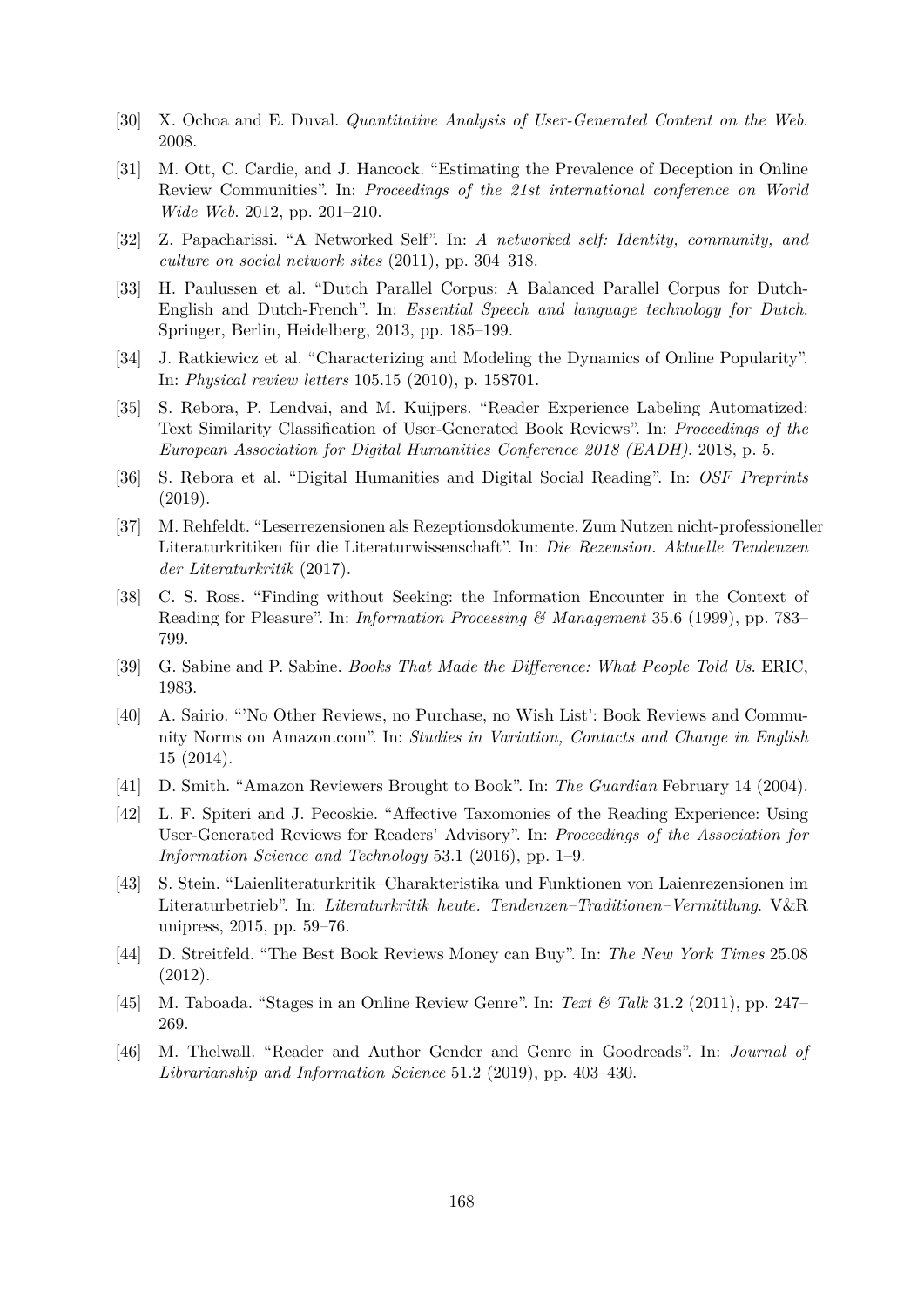[30] X. Ochoa and E. Duval. *Quantitative Analysis of User-Generated Content on the Web*. 2008.

[31] M. Ott, C. Cardie, and J. Hancock. "Estimating the Prevalence of Deception in Online Review Communities". In: *Proceedings of the 21st international conference on World Wide Web*. 2012, pp. 201–210.

[32] Z. Papacharissi. "A Networked Self". In: *A networked self: Identity, community, and culture on social network sites* (2011), pp. 304–318.

[33] H. Paulussen et al. "Dutch Parallel Corpus: A Balanced Parallel Corpus for Dutch-English and Dutch-French". In: *Essential Speech and language technology for Dutch*. Springer, Berlin, Heidelberg, 2013, pp. 185–199.

[34] J. Ratkiewicz et al. "Characterizing and Modeling the Dynamics of Online Popularity". In: *Physical review letters* 105.15 (2010), p. 158701.

[35] S. Rebora, P. Lendvai, and M. Kuijpers. "Reader Experience Labeling Automatized: Text Similarity Classification of User-Generated Book Reviews". In: *Proceedings of the European Association for Digital Humanities Conference 2018 (EADH)*. 2018, p. 5.

[36] S. Rebora et al. "Digital Humanities and Digital Social Reading". In: *OSF Preprints* (2019).

[37] M. Rehfeldt. "Leserrezensionen als Rezeptionsdokumente. Zum Nutzen nicht-professioneller Literaturkritiken für die Literaturwissenschaft". In: *Die Rezension. Aktuelle Tendenzen der Literaturkritik* (2017).

[38] C. S. Ross. "Finding without Seeking: the Information Encounter in the Context of Reading for Pleasure". In: *Information Processing & Management* 35.6 (1999), pp. 783–799.

[39] G. Sabine and P. Sabine. *Books That Made the Difference: What People Told Us*. ERIC, 1983.

[40] A. Sairio. "'No Other Reviews, no Purchase, no Wish List': Book Reviews and Community Norms on Amazon.com". In: *Studies in Variation, Contacts and Change in English* 15 (2014).

[41] D. Smith. "Amazon Reviewers Brought to Book". In: *The Guardian* February 14 (2004).

[42] L. F. Spiteri and J. Pecoskie. "Affective Taxomonies of the Reading Experience: Using User-Generated Reviews for Readers' Advisory". In: *Proceedings of the Association for Information Science and Technology* 53.1 (2016), pp. 1–9.

[43] S. Stein. "Laienliteraturkritik–Charakteristika und Funktionen von Laienrezensionen im Literaturbetrieb". In: *Literaturkritik heute. Tendenzen–Traditionen–Vermittlung*. V&R unipress, 2015, pp. 59–76.

[44] D. Streitfeld. "The Best Book Reviews Money can Buy". In: *The New York Times* 25.08 (2012).

[45] M. Taboada. "Stages in an Online Review Genre". In: *Text & Talk* 31.2 (2011), pp. 247–269.

[46] M. Thelwall. "Reader and Author Gender and Genre in Goodreads". In: *Journal of Librarianship and Information Science* 51.2 (2019), pp. 403–430.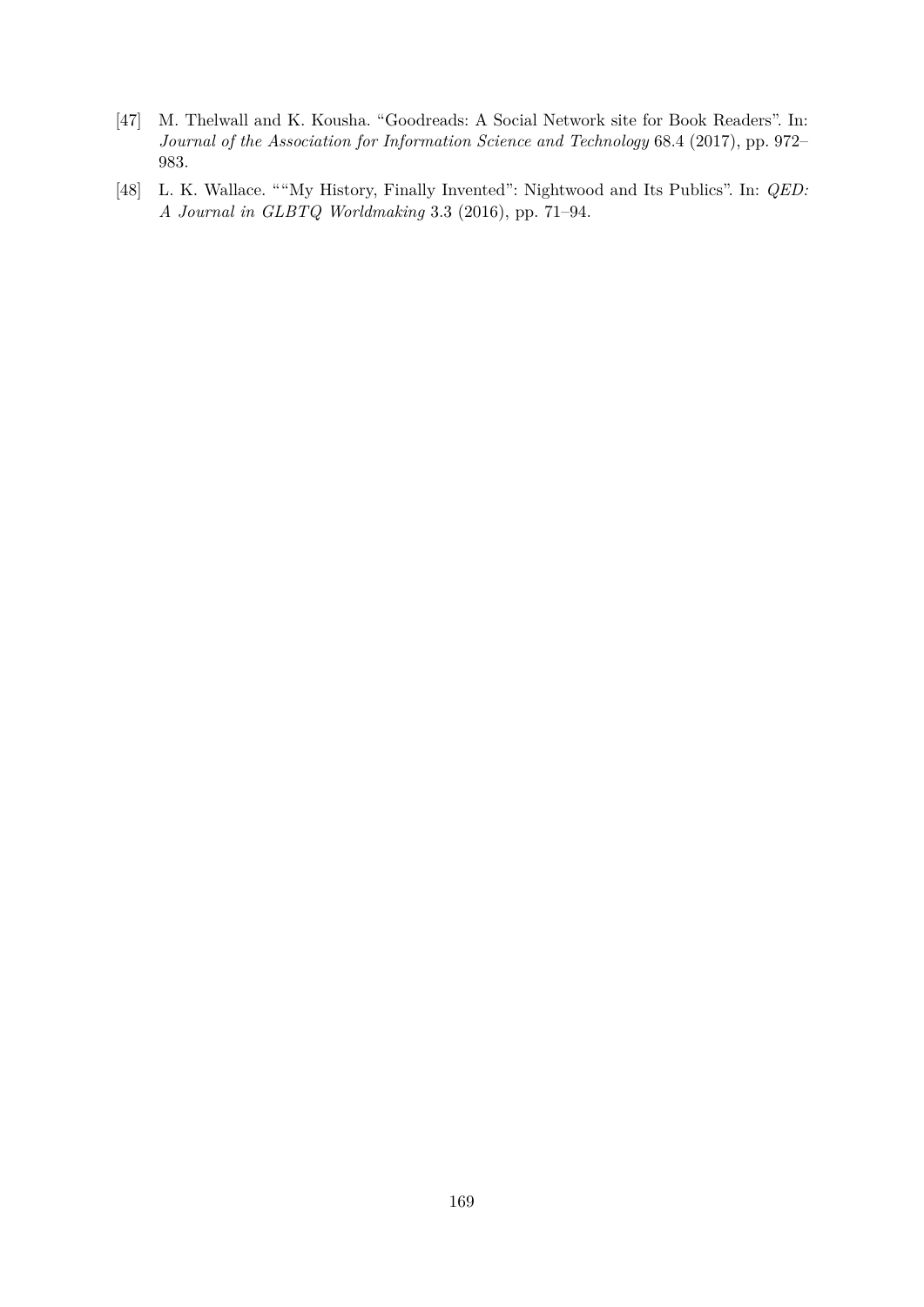[47] M. Thelwall and K. Kousha. "Goodreads: A Social Network site for Book Readers". In: *Journal of the Association for Information Science and Technology* 68.4 (2017), pp. 972–983.

[48] L. K. Wallace. ""My History, Finally Invented": Nightwood and Its Publics". In: *QED: A Journal in GLBTQ Worldmaking* 3.3 (2016), pp. 71–94.